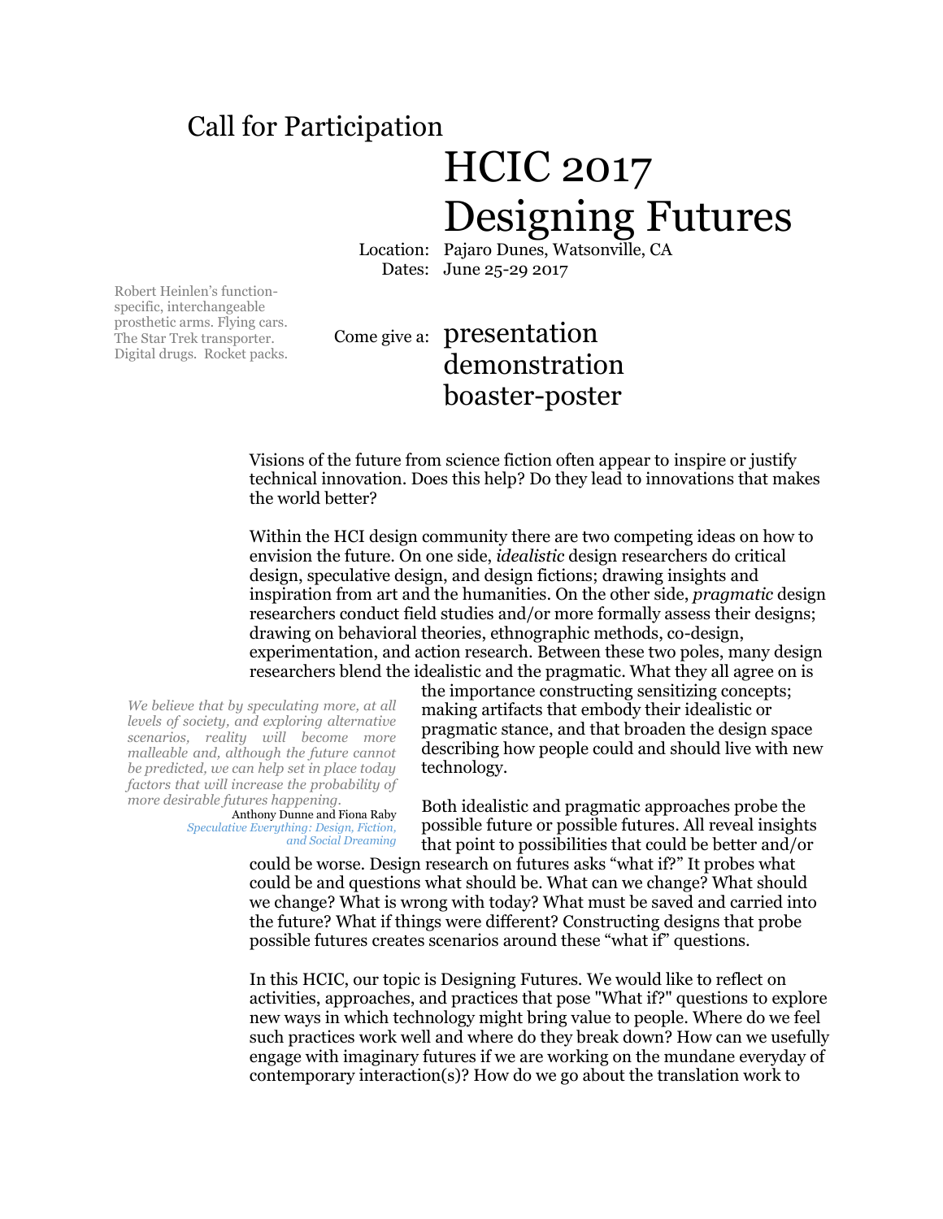Call for Participation

# HCIC 2017
# Designing Futures

Location: Pajaro Dunes, Watsonville, CA
Dates: June 25-29 2017

Robert Heinlen's function-specific, interchangeable prosthetic arms. Flying cars. The Star Trek transporter. Digital drugs. Rocket packs.

Come give a:
presentation
demonstration
boaster-poster

Visions of the future from science fiction often appear to inspire or justify technical innovation. Does this help? Do they lead to innovations that makes the world better?

Within the HCI design community there are two competing ideas on how to envision the future. On one side, *idealistic* design researchers do critical design, speculative design, and design fictions; drawing insights and inspiration from art and the humanities. On the other side, *pragmatic* design researchers conduct field studies and/or more formally assess their designs; drawing on behavioral theories, ethnographic methods, co-design, experimentation, and action research. Between these two poles, many design researchers blend the idealistic and the pragmatic. What they all agree on is the importance constructing sensitizing concepts; making artifacts that embody their idealistic or pragmatic stance, and that broaden the design space describing how people could and should live with new technology.

> *We believe that by speculating more, at all levels of society, and exploring alternative scenarios, reality will become more malleable and, although the future cannot be predicted, we can help set in place today factors that will increase the probability of more desirable futures happening.*
>
> Anthony Dunne and Fiona Raby
> *Speculative Everything: Design, Fiction, and Social Dreaming*

Both idealistic and pragmatic approaches probe the possible future or possible futures. All reveal insights that point to possibilities that could be better and/or could be worse. Design research on futures asks "what if?" It probes what could be and questions what should be. What can we change? What should we change? What is wrong with today? What must be saved and carried into the future? What if things were different? Constructing designs that probe possible futures creates scenarios around these "what if" questions.

In this HCIC, our topic is Designing Futures. We would like to reflect on activities, approaches, and practices that pose "What if?" questions to explore new ways in which technology might bring value to people. Where do we feel such practices work well and where do they break down? How can we usefully engage with imaginary futures if we are working on the mundane everyday of contemporary interaction(s)? How do we go about the translation work to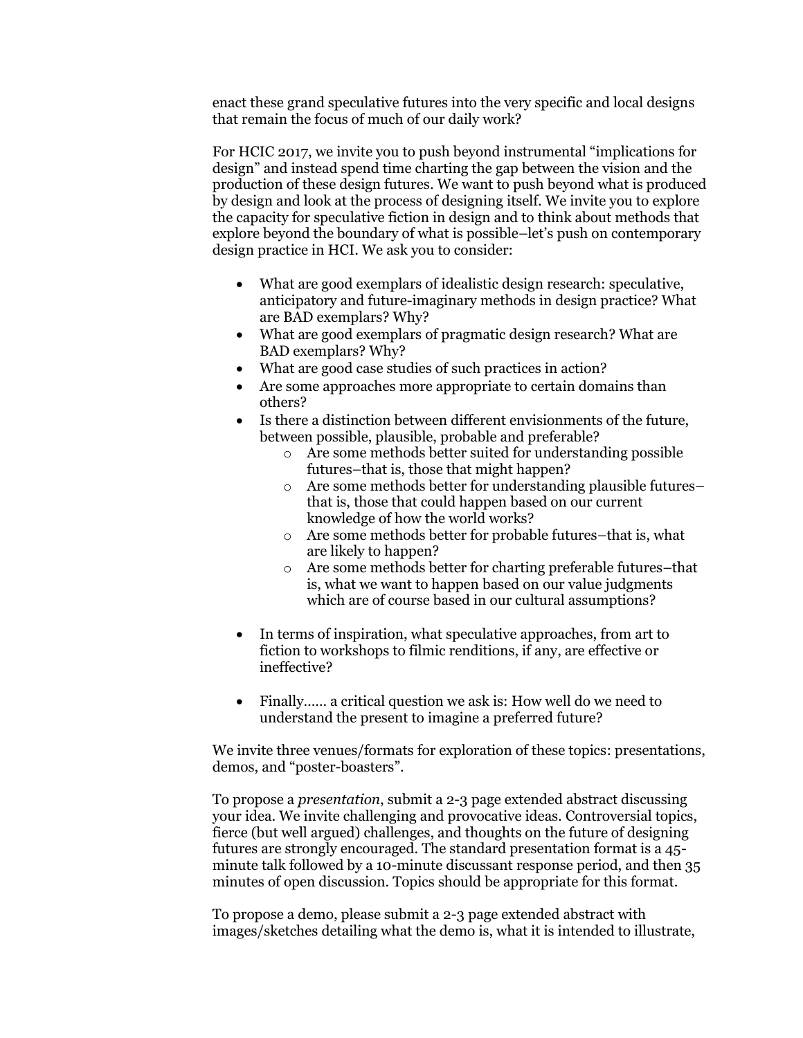enact these grand speculative futures into the very specific and local designs that remain the focus of much of our daily work?

For HCIC 2017, we invite you to push beyond instrumental "implications for design" and instead spend time charting the gap between the vision and the production of these design futures. We want to push beyond what is produced by design and look at the process of designing itself. We invite you to explore the capacity for speculative fiction in design and to think about methods that explore beyond the boundary of what is possible–let's push on contemporary design practice in HCI. We ask you to consider:

- What are good exemplars of idealistic design research: speculative, anticipatory and future-imaginary methods in design practice? What are BAD exemplars? Why?
- What are good exemplars of pragmatic design research? What are BAD exemplars? Why?
- What are good case studies of such practices in action?
- Are some approaches more appropriate to certain domains than others?
- Is there a distinction between different envisionments of the future, between possible, plausible, probable and preferable?
    - Are some methods better suited for understanding possible futures–that is, those that might happen?
    - Are some methods better for understanding plausible futures–that is, those that could happen based on our current knowledge of how the world works?
    - Are some methods better for probable futures–that is, what are likely to happen?
    - Are some methods better for charting preferable futures–that is, what we want to happen based on our value judgments which are of course based in our cultural assumptions?

- In terms of inspiration, what speculative approaches, from art to fiction to workshops to filmic renditions, if any, are effective or ineffective?

- Finally…… a critical question we ask is: How well do we need to understand the present to imagine a preferred future?

We invite three venues/formats for exploration of these topics: presentations, demos, and "poster-boasters".

To propose a *presentation*, submit a 2-3 page extended abstract discussing your idea. We invite challenging and provocative ideas. Controversial topics, fierce (but well argued) challenges, and thoughts on the future of designing futures are strongly encouraged. The standard presentation format is a 45-minute talk followed by a 10-minute discussant response period, and then 35 minutes of open discussion. Topics should be appropriate for this format.

To propose a demo, please submit a 2-3 page extended abstract with images/sketches detailing what the demo is, what it is intended to illustrate,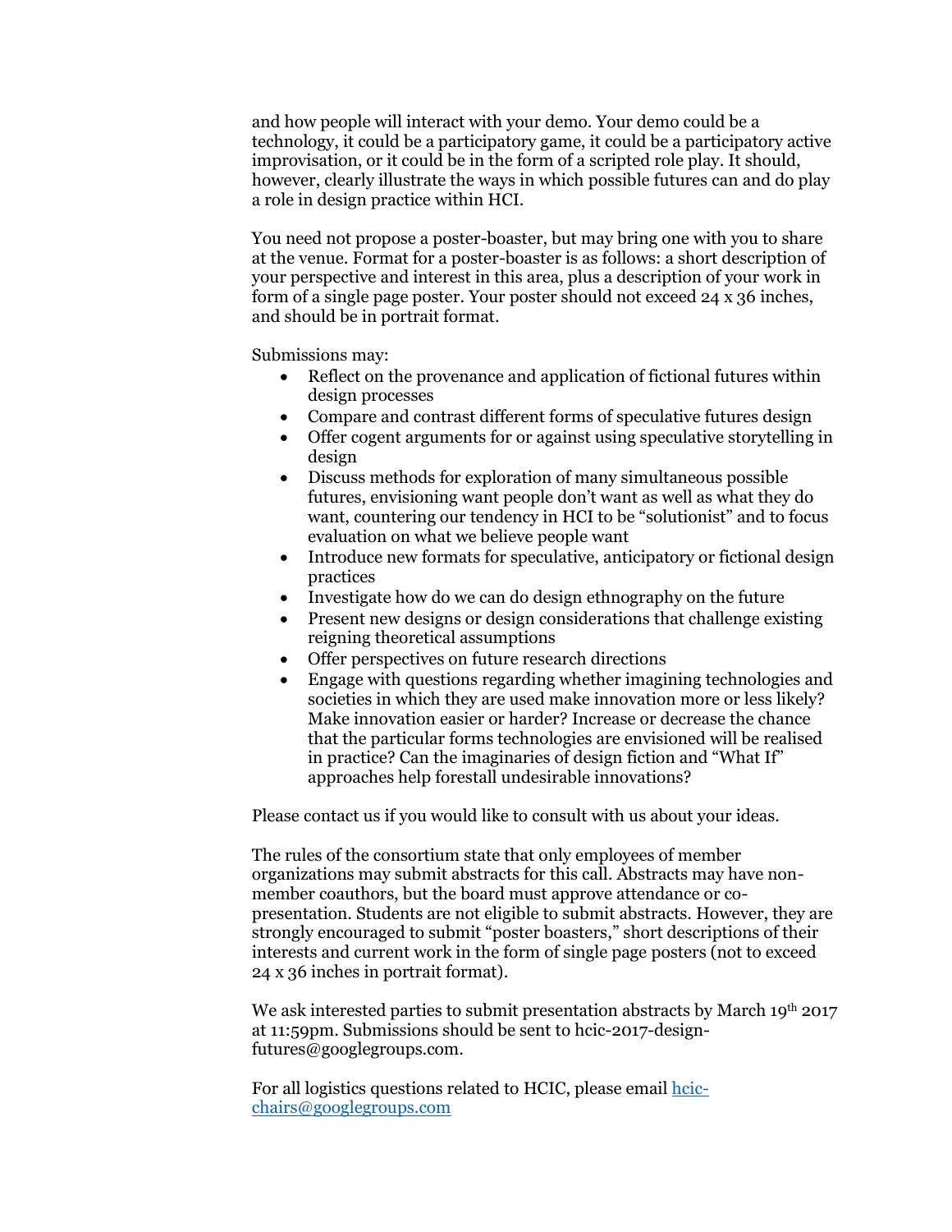and how people will interact with your demo. Your demo could be a technology, it could be a participatory game, it could be a participatory active improvisation, or it could be in the form of a scripted role play. It should, however, clearly illustrate the ways in which possible futures can and do play a role in design practice within HCI.

You need not propose a poster-boaster, but may bring one with you to share at the venue. Format for a poster-boaster is as follows: a short description of your perspective and interest in this area, plus a description of your work in form of a single page poster. Your poster should not exceed 24 x 36 inches, and should be in portrait format.

Submissions may:

- Reflect on the provenance and application of fictional futures within design processes
- Compare and contrast different forms of speculative futures design
- Offer cogent arguments for or against using speculative storytelling in design
- Discuss methods for exploration of many simultaneous possible futures, envisioning want people don't want as well as what they do want, countering our tendency in HCI to be "solutionist" and to focus evaluation on what we believe people want
- Introduce new formats for speculative, anticipatory or fictional design practices
- Investigate how do we can do design ethnography on the future
- Present new designs or design considerations that challenge existing reigning theoretical assumptions
- Offer perspectives on future research directions
- Engage with questions regarding whether imagining technologies and societies in which they are used make innovation more or less likely? Make innovation easier or harder? Increase or decrease the chance that the particular forms technologies are envisioned will be realised in practice? Can the imaginaries of design fiction and "What If" approaches help forestall undesirable innovations?

Please contact us if you would like to consult with us about your ideas.

The rules of the consortium state that only employees of member organizations may submit abstracts for this call. Abstracts may have non-member coauthors, but the board must approve attendance or co-presentation. Students are not eligible to submit abstracts. However, they are strongly encouraged to submit "poster boasters," short descriptions of their interests and current work in the form of single page posters (not to exceed 24 x 36 inches in portrait format).

We ask interested parties to submit presentation abstracts by March 19th 2017 at 11:59pm. Submissions should be sent to hcic-2017-design-futures@googlegroups.com.

For all logistics questions related to HCIC, please email hcic-chairs@googlegroups.com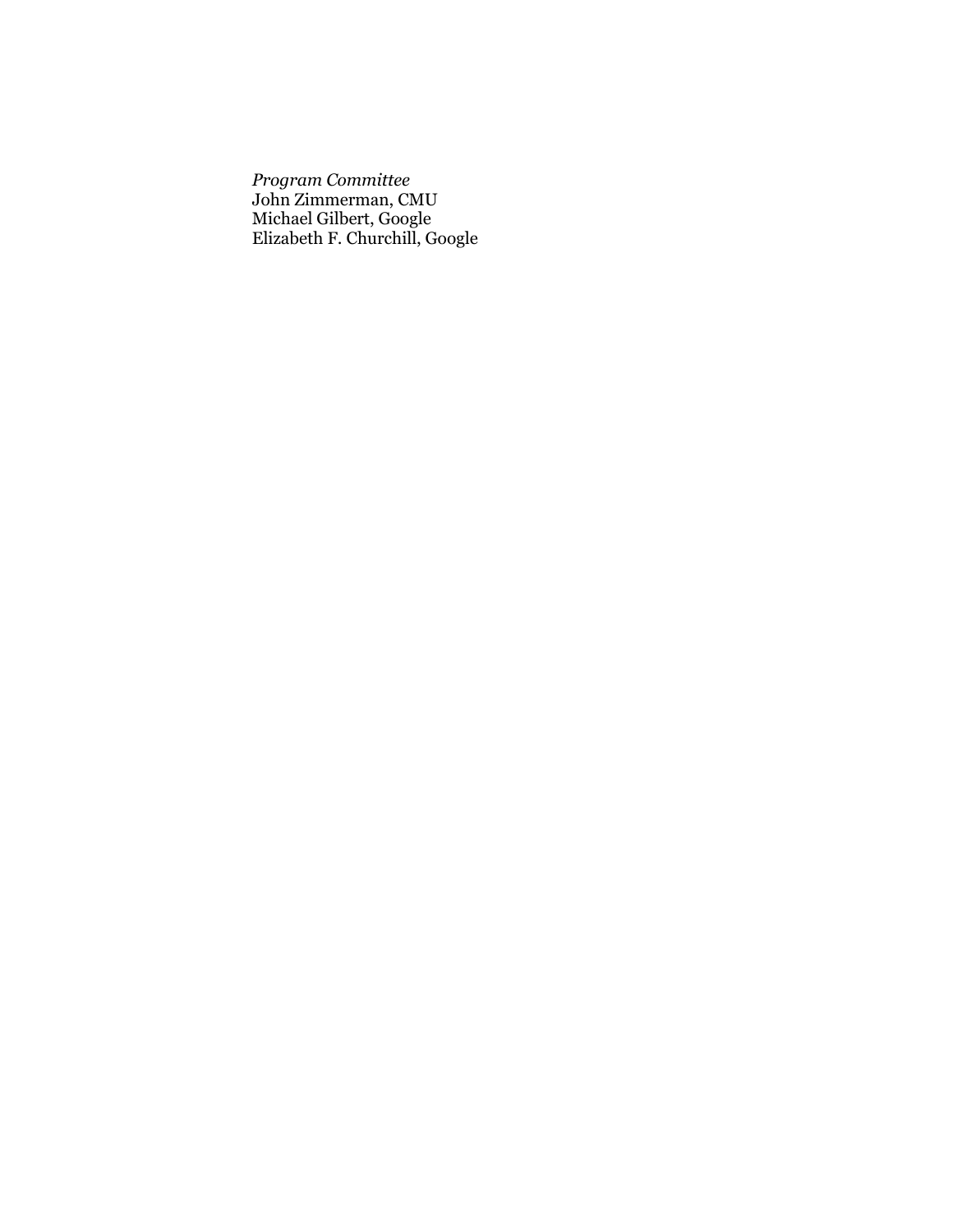*Program Committee*
John Zimmerman, CMU
Michael Gilbert, Google
Elizabeth F. Churchill, Google